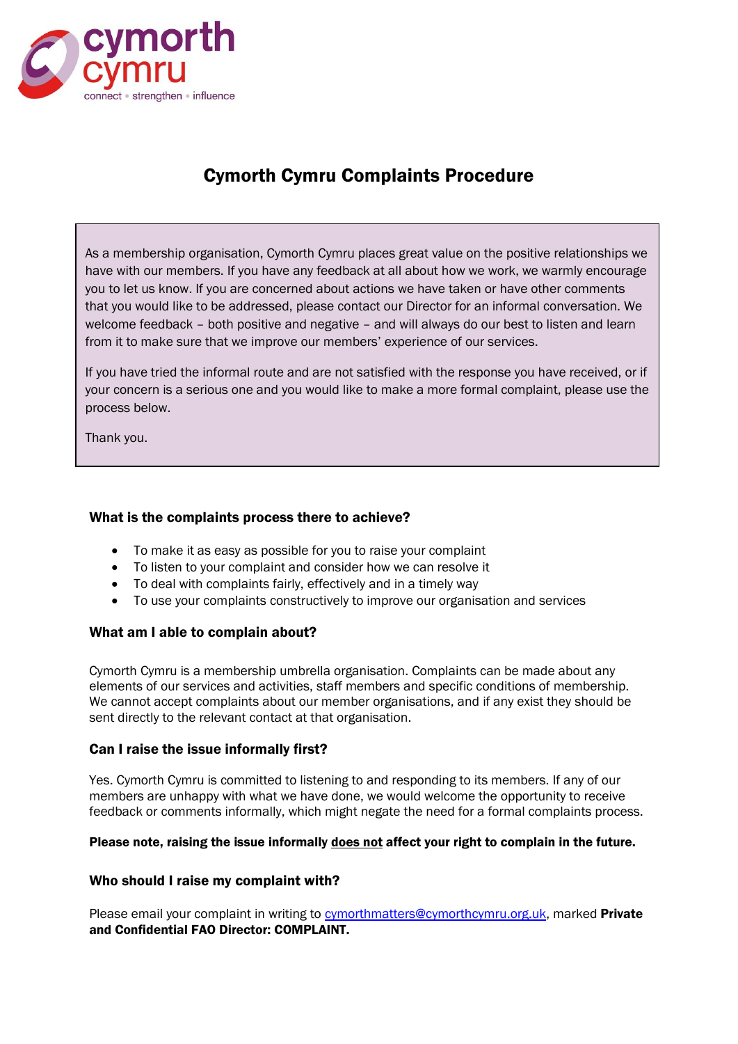# Cymorth Cymru Complaints Procedure

As a membership organisation, Cymorth Cymru places great value on the positive relationships we have with our members. If you have any feedback at all about how we work, we warmly encourage you to let us know. If you are concerned about actions we have taken or have other comments that you would like to be addressed, please contact our Director for an informal conversation. We welcome feedback – both positive and negative – and will always do our best to listen and learn from it to make sure that we improve our members' experience of our services.

If you have tried the informal route and are not satisfied with the response you have received, or if your concern is a serious one and you would like to make a more formal complaint, please use the process below.

Thank you.

### What is the complaints process there to achieve?

- To make it as easy as possible for you to raise your complaint
- To listen to your complaint and consider how we can resolve it
- To deal with complaints fairly, effectively and in a timely way
- To use your complaints constructively to improve our organisation and services

### What am I able to complain about?

Cymorth Cymru is a membership umbrella organisation. Complaints can be made about any elements of our services and activities, staff members and specific conditions of membership. We cannot accept complaints about our member organisations, and if any exist they should be sent directly to the relevant contact at that organisation.

### Can I raise the issue informally first?

Yes. Cymorth Cymru is committed to listening to and responding to its members. If any of our members are unhappy with what we have done, we would welcome the opportunity to receive feedback or comments informally, which might negate the need for a formal complaints process.

**Please note, raising the issue informally <u>does not</u> affect your right to complain in the future.**

### Who should I raise my complaint with?

Please email your complaint in writing to cymorthmatters@cymorthcymru.org.uk, marked **Private and Confidential FAO Director: COMPLAINT.**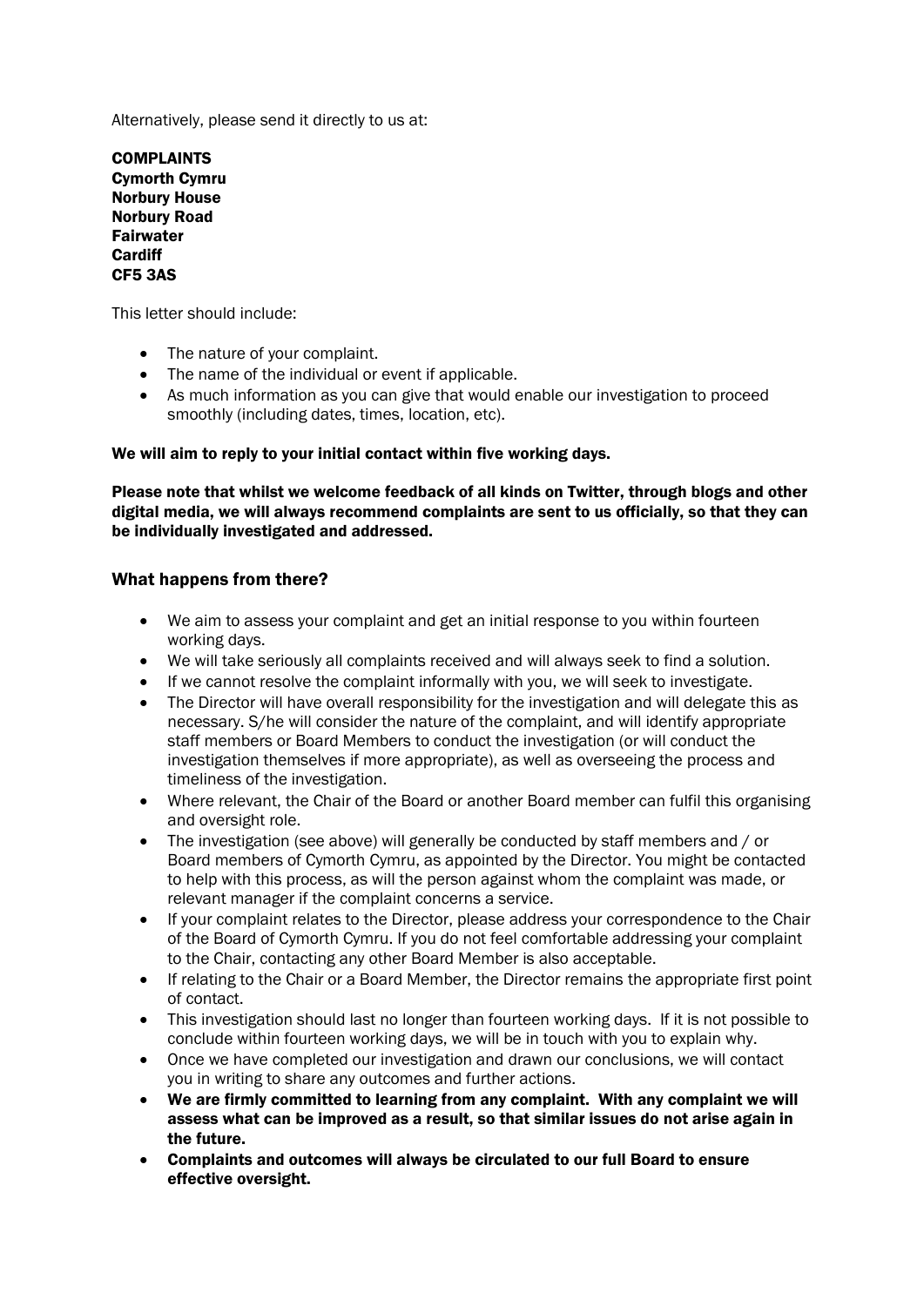Alternatively, please send it directly to us at:

**COMPLAINTS**
**Cymorth Cymru**
**Norbury House**
**Norbury Road**
**Fairwater**
**Cardiff**
**CF5 3AS**

This letter should include:

- The nature of your complaint.
- The name of the individual or event if applicable.
- As much information as you can give that would enable our investigation to proceed smoothly (including dates, times, location, etc).

**We will aim to reply to your initial contact within five working days.**

**Please note that whilst we welcome feedback of all kinds on Twitter, through blogs and other digital media, we will always recommend complaints are sent to us officially, so that they can be individually investigated and addressed.**

### What happens from there?

- We aim to assess your complaint and get an initial response to you within fourteen working days.
- We will take seriously all complaints received and will always seek to find a solution.
- If we cannot resolve the complaint informally with you, we will seek to investigate.
- The Director will have overall responsibility for the investigation and will delegate this as necessary. S/he will consider the nature of the complaint, and will identify appropriate staff members or Board Members to conduct the investigation (or will conduct the investigation themselves if more appropriate), as well as overseeing the process and timeliness of the investigation.
- Where relevant, the Chair of the Board or another Board member can fulfil this organising and oversight role.
- The investigation (see above) will generally be conducted by staff members and / or Board members of Cymorth Cymru, as appointed by the Director. You might be contacted to help with this process, as will the person against whom the complaint was made, or relevant manager if the complaint concerns a service.
- If your complaint relates to the Director, please address your correspondence to the Chair of the Board of Cymorth Cymru. If you do not feel comfortable addressing your complaint to the Chair, contacting any other Board Member is also acceptable.
- If relating to the Chair or a Board Member, the Director remains the appropriate first point of contact.
- This investigation should last no longer than fourteen working days. If it is not possible to conclude within fourteen working days, we will be in touch with you to explain why.
- Once we have completed our investigation and drawn our conclusions, we will contact you in writing to share any outcomes and further actions.
- **We are firmly committed to learning from any complaint. With any complaint we will assess what can be improved as a result, so that similar issues do not arise again in the future.**
- **Complaints and outcomes will always be circulated to our full Board to ensure effective oversight.**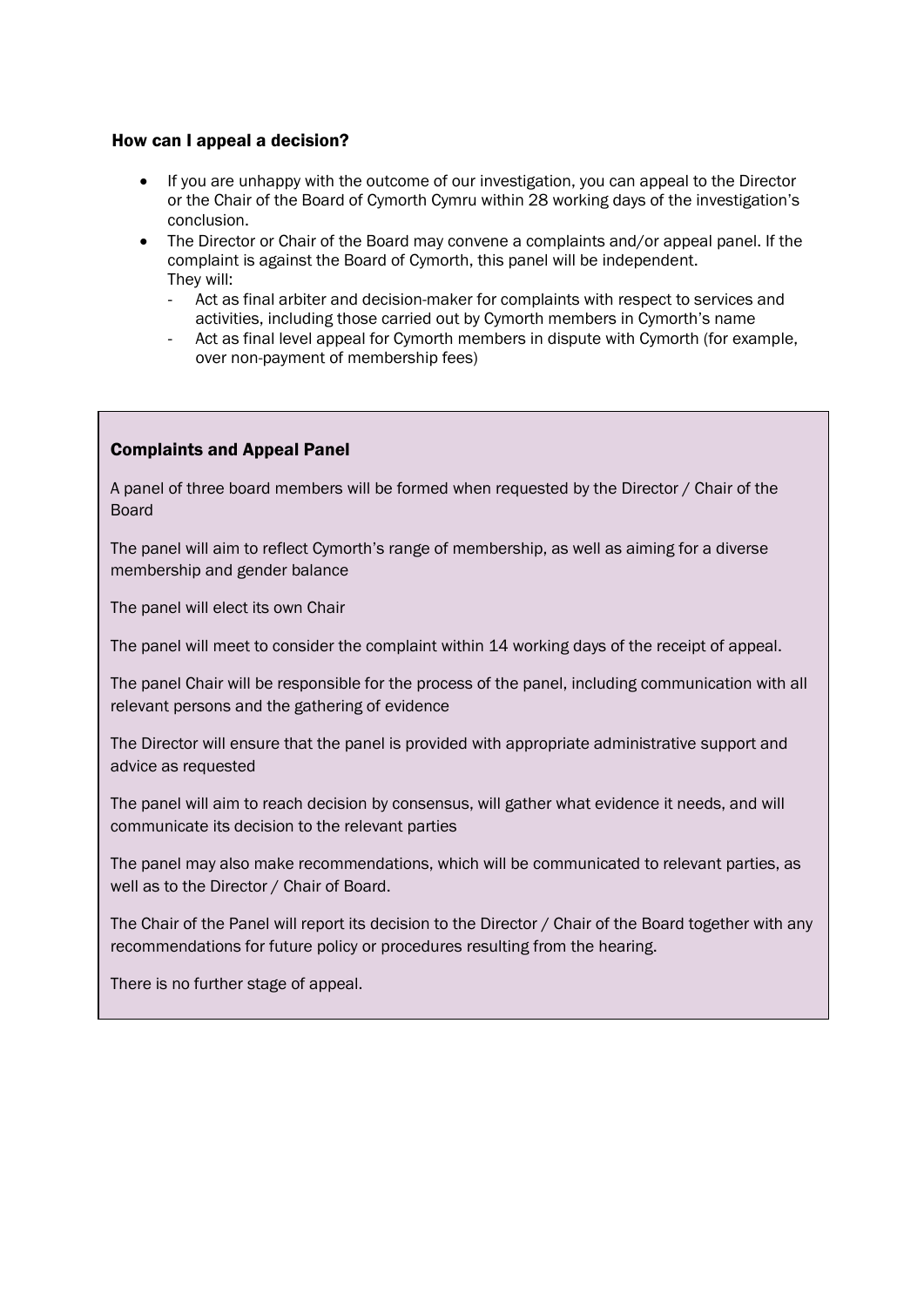### How can I appeal a decision?

- If you are unhappy with the outcome of our investigation, you can appeal to the Director or the Chair of the Board of Cymorth Cymru within 28 working days of the investigation's conclusion.
- The Director or Chair of the Board may convene a complaints and/or appeal panel. If the complaint is against the Board of Cymorth, this panel will be independent.
  They will:
  - Act as final arbiter and decision-maker for complaints with respect to services and activities, including those carried out by Cymorth members in Cymorth's name
  - Act as final level appeal for Cymorth members in dispute with Cymorth (for example, over non-payment of membership fees)

### Complaints and Appeal Panel

A panel of three board members will be formed when requested by the Director / Chair of the Board

The panel will aim to reflect Cymorth's range of membership, as well as aiming for a diverse membership and gender balance

The panel will elect its own Chair

The panel will meet to consider the complaint within 14 working days of the receipt of appeal.

The panel Chair will be responsible for the process of the panel, including communication with all relevant persons and the gathering of evidence

The Director will ensure that the panel is provided with appropriate administrative support and advice as requested

The panel will aim to reach decision by consensus, will gather what evidence it needs, and will communicate its decision to the relevant parties

The panel may also make recommendations, which will be communicated to relevant parties, as well as to the Director / Chair of Board.

The Chair of the Panel will report its decision to the Director / Chair of the Board together with any recommendations for future policy or procedures resulting from the hearing.

There is no further stage of appeal.